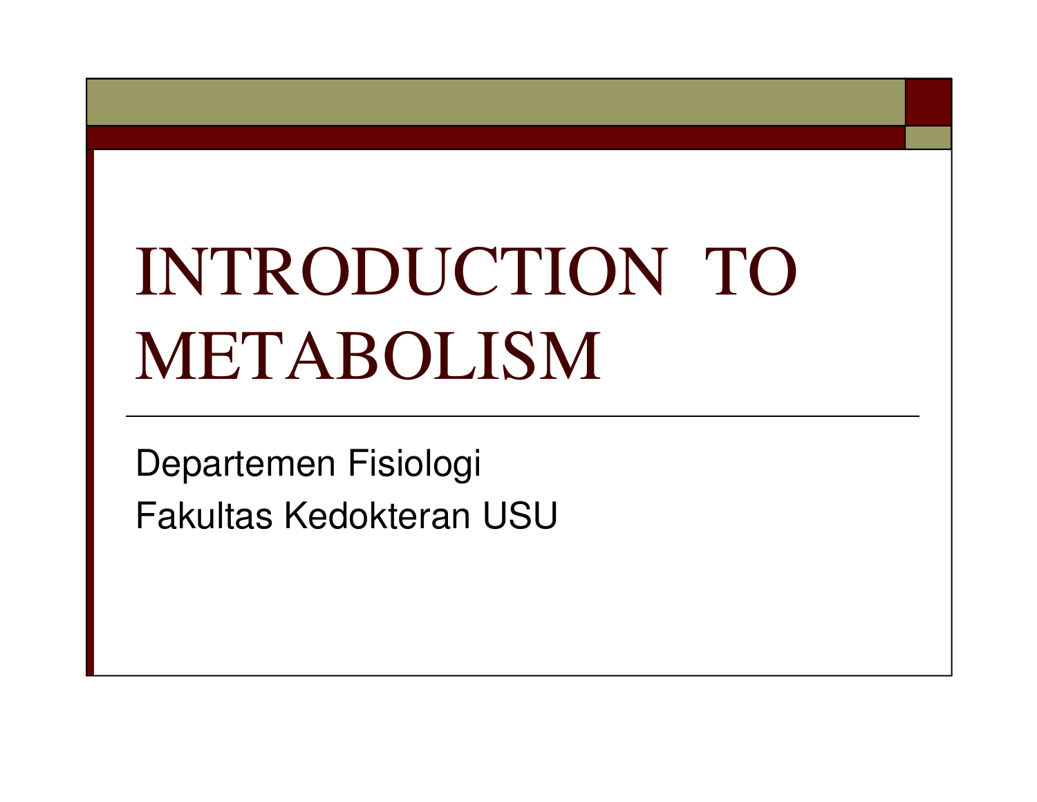# INTRODUCTION TO METABOLISM

Departemen Fisiologi

Fakultas Kedokteran USU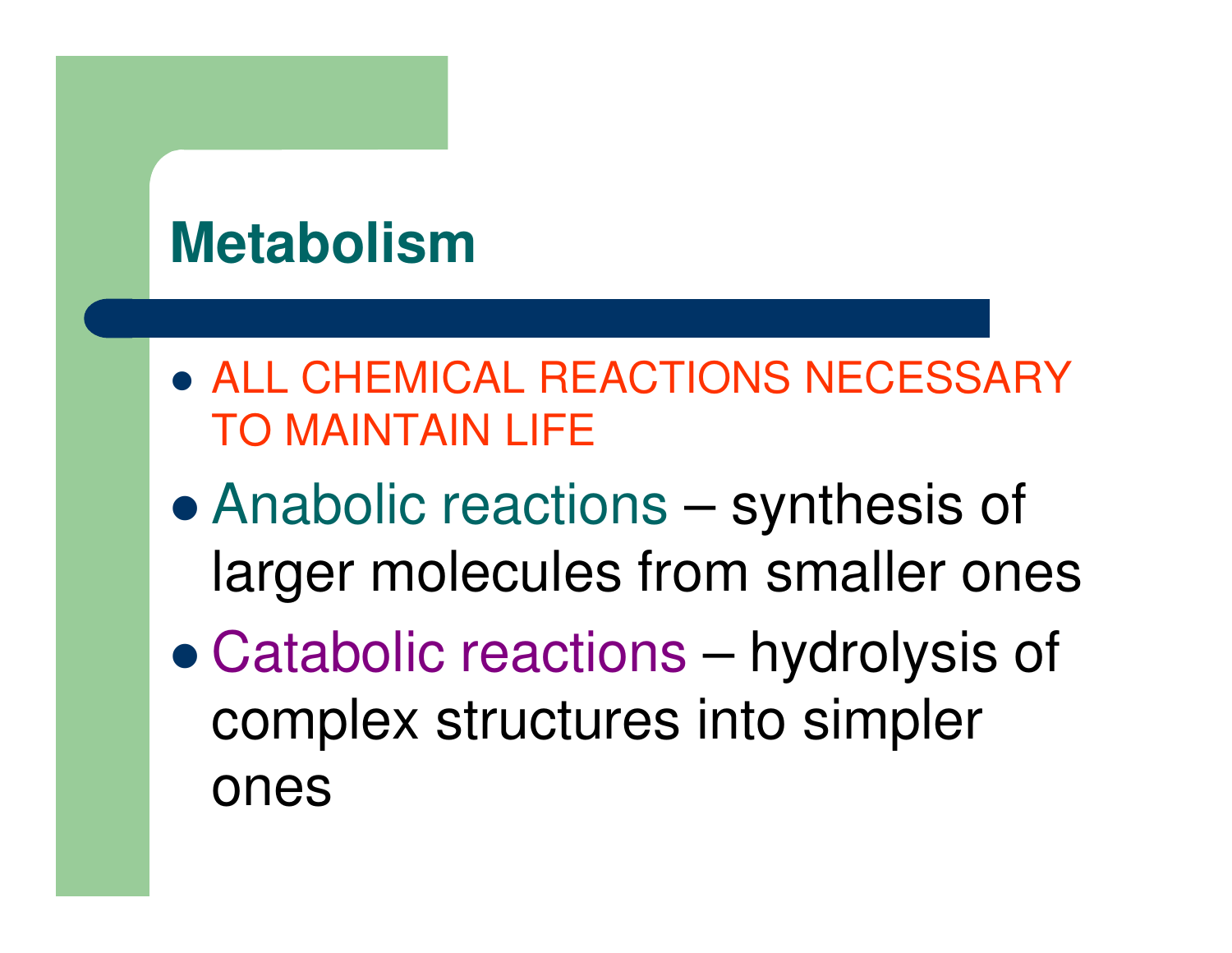# Metabolism

- ALL CHEMICAL REACTIONS NECESSARY TO MAINTAIN LIFE
- Anabolic reactions – synthesis of larger molecules from smaller ones
- Catabolic reactions – hydrolysis of complex structures into simpler ones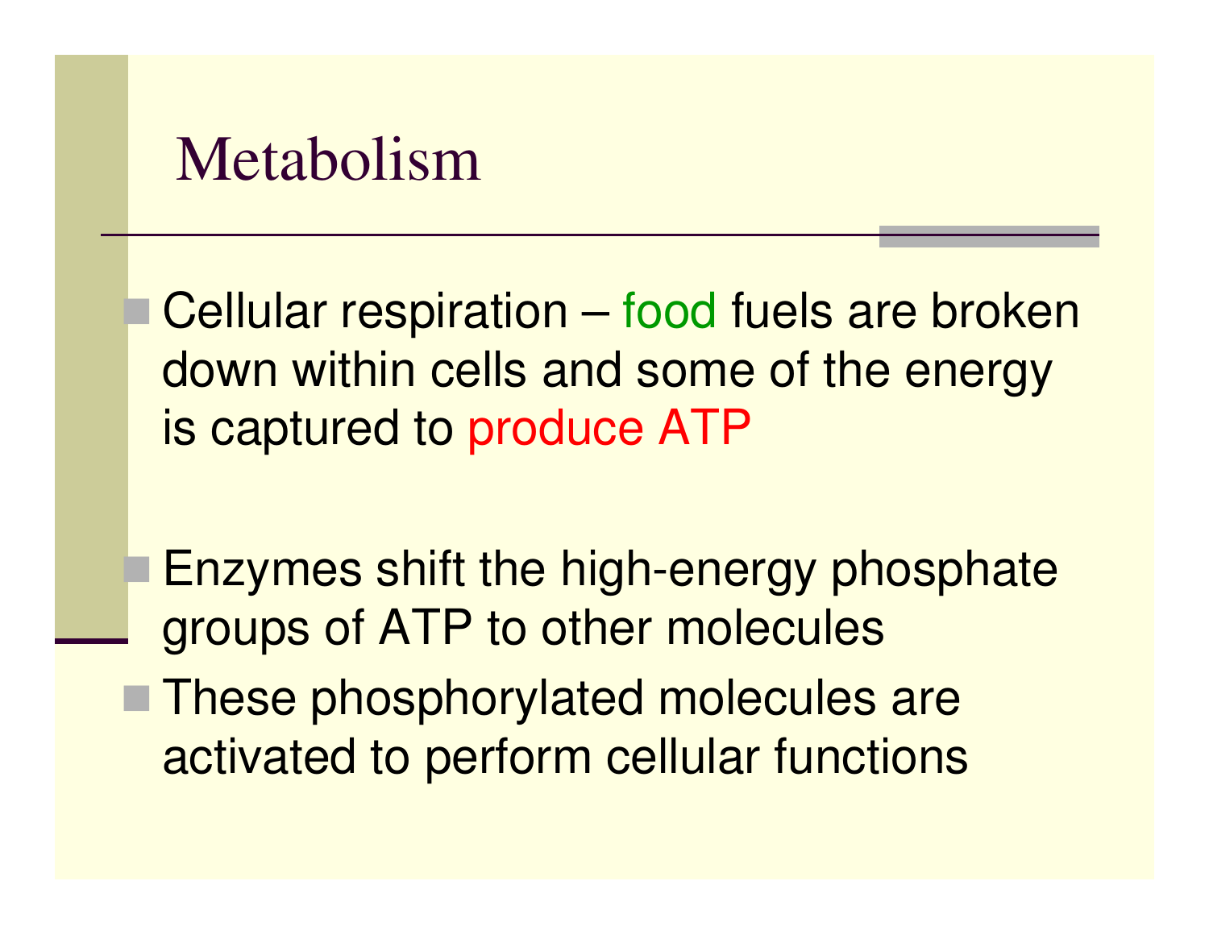# Metabolism

- Cellular respiration – food fuels are broken down within cells and some of the energy is captured to produce ATP

- Enzymes shift the high-energy phosphate groups of ATP to other molecules
- These phosphorylated molecules are activated to perform cellular functions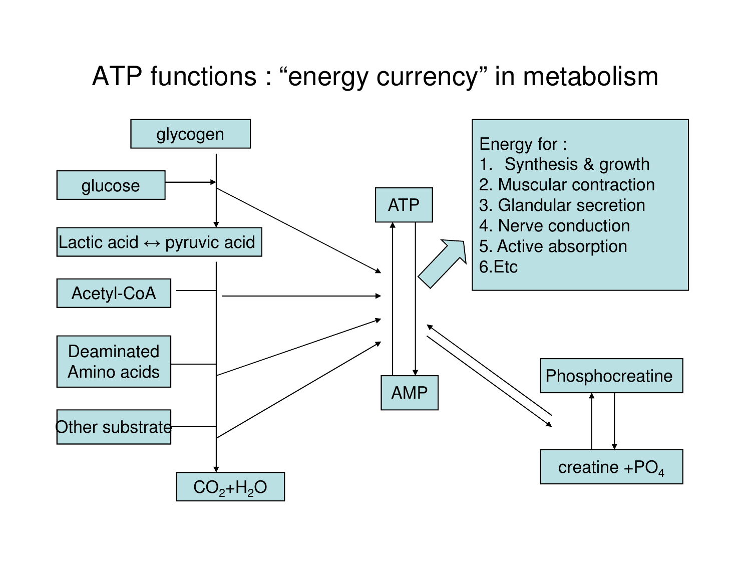# ATP functions : “energy currency” in metabolism

glycogen

glucose

Lactic acid ↔ pyruvic acid

Acetyl-CoA

Deaminated Amino acids

Other substrate

$CO_2$+$H_2O$

ATP

AMP

Energy for :

1. Synthesis & growth
2. Muscular contraction
3. Glandular secretion
4. Nerve conduction
5. Active absorption
6. Etc

Phosphocreatine

creatine +$PO_4$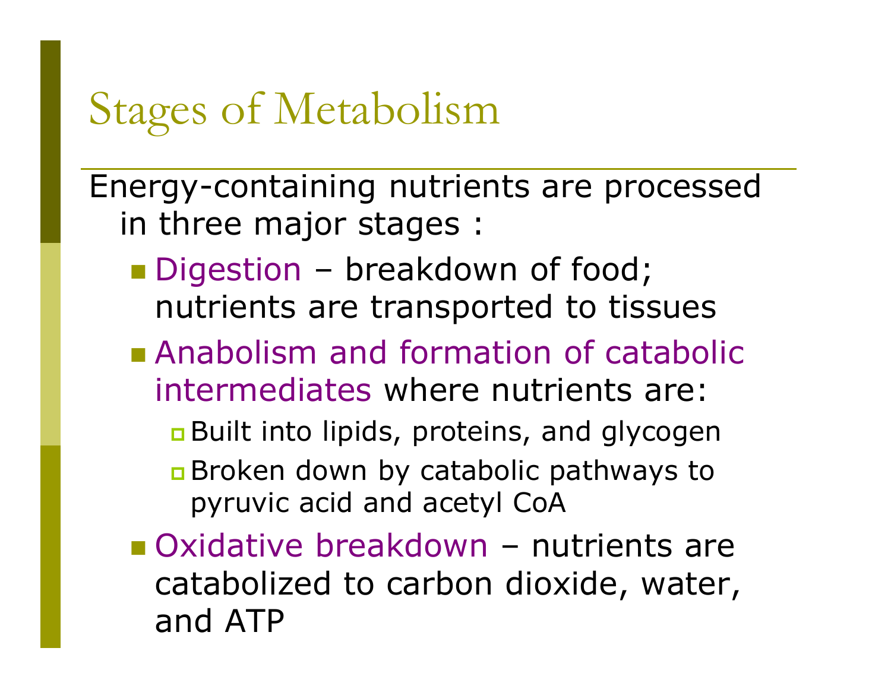# Stages of Metabolism

Energy-containing nutrients are processed in three major stages :

- Digestion – breakdown of food; nutrients are transported to tissues
- Anabolism and formation of catabolic intermediates where nutrients are:
  - Built into lipids, proteins, and glycogen
  - Broken down by catabolic pathways to pyruvic acid and acetyl CoA
- Oxidative breakdown – nutrients are catabolized to carbon dioxide, water, and ATP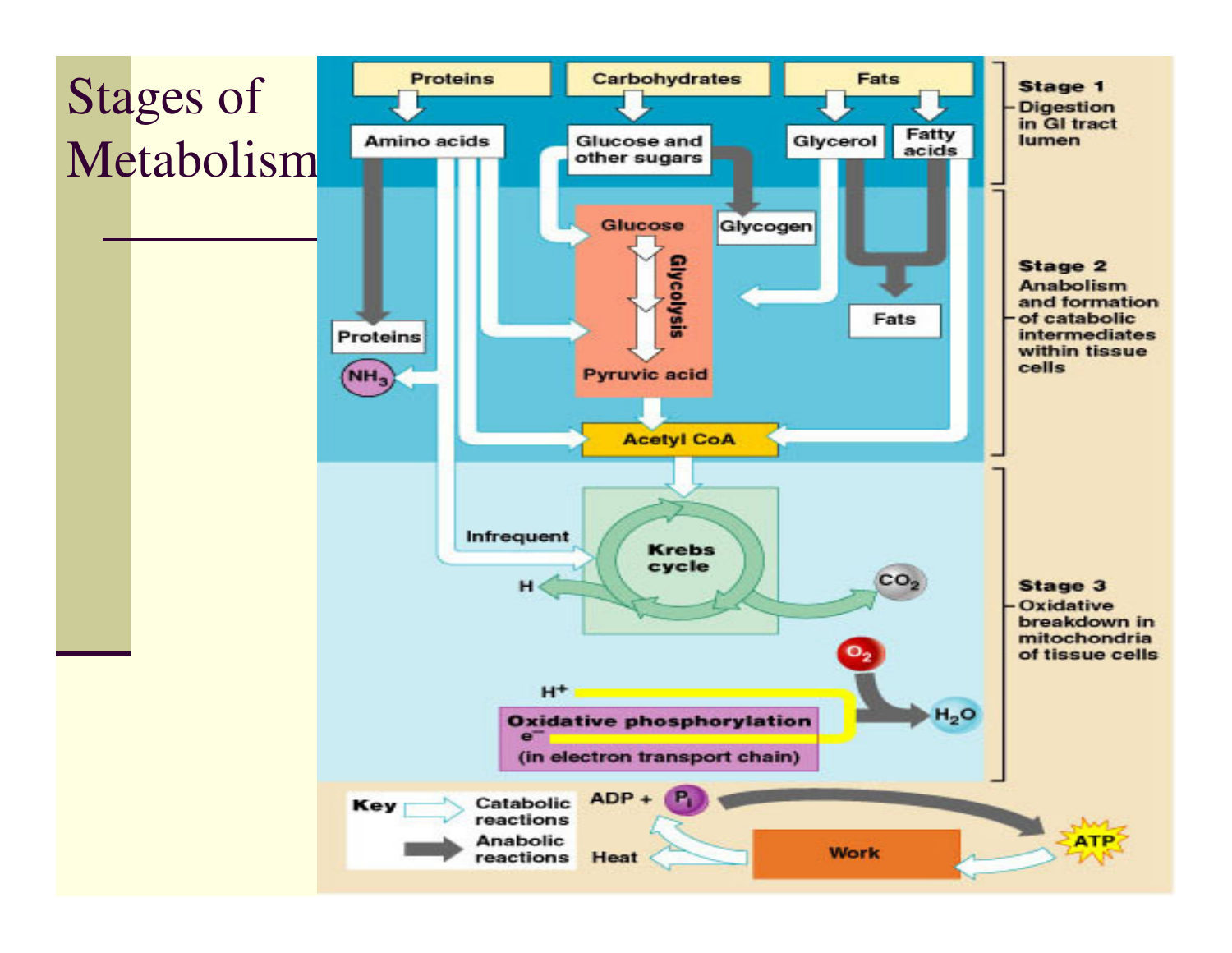# Stages of Metabolism

Proteins → Amino acids
Carbohydrates → Glucose and other sugars
Fats → Glycerol, Fatty acids

**Stage 1** Digestion in GI tract lumen

Glucose, Glycogen, Glycolysis, Pyruvic acid, Proteins, $NH_3$, Fats, Acetyl CoA

**Stage 2** Anabolism and formation of catabolic intermediates within tissue cells

Infrequent, Krebs cycle, H, $CO_2$, $O_2$, $H^+$, Oxidative phosphorylation, $e^-$ (in electron transport chain), $H_2O$

**Stage 3** Oxidative breakdown in mitochondria of tissue cells

Key: Catabolic reactions; Anabolic reactions

ADP + $P_i$ → ATP → Work → Heat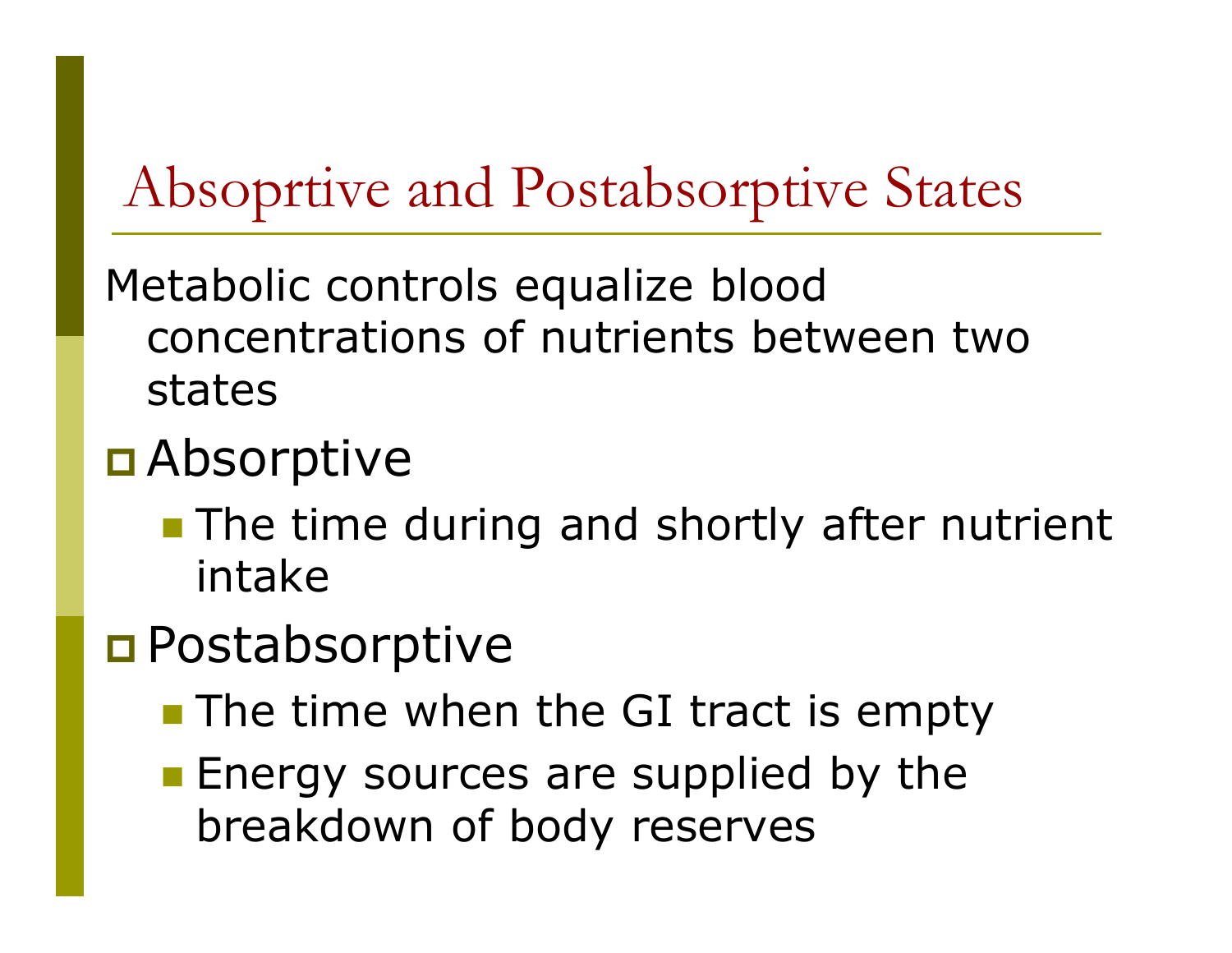# Absoprtive and Postabsorptive States

Metabolic controls equalize blood concentrations of nutrients between two states

- Absorptive
  - The time during and shortly after nutrient intake
- Postabsorptive
  - The time when the GI tract is empty
  - Energy sources are supplied by the breakdown of body reserves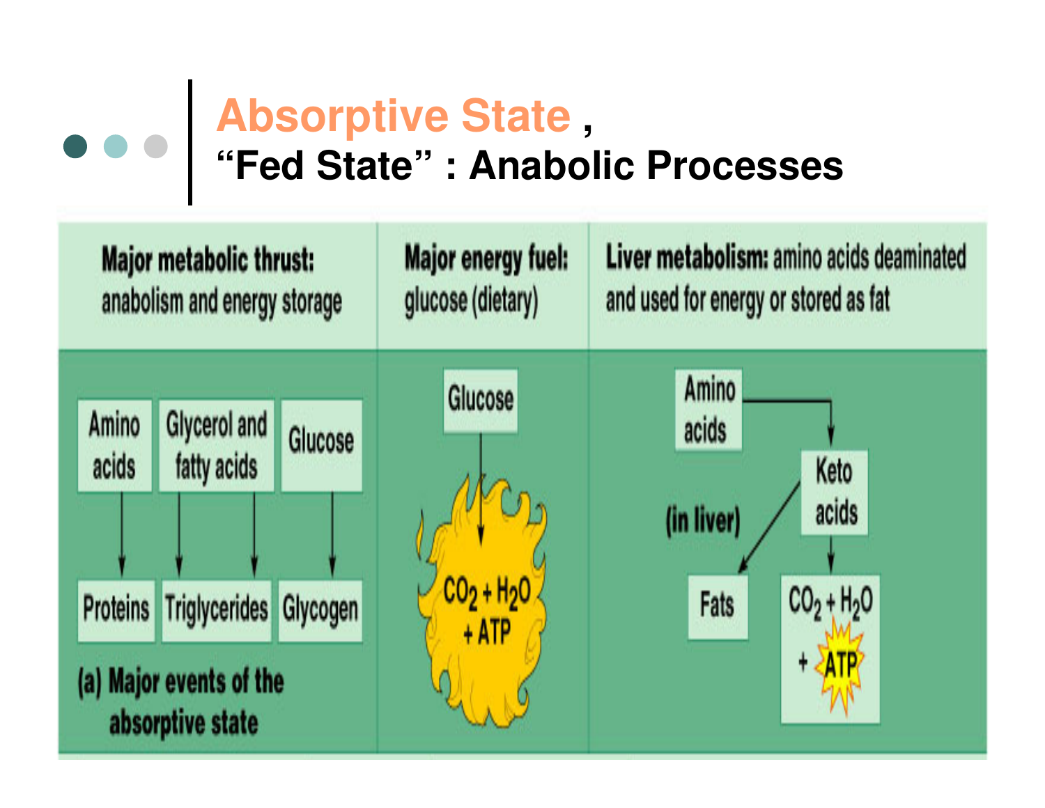# Absorptive State ,

## "Fed State" : Anabolic Processes

| **Major metabolic thrust:** anabolism and energy storage | **Major energy fuel:** glucose (dietary) | **Liver metabolism:** amino acids deaminated and used for energy or stored as fat |
| --- | --- | --- |
| Amino acids → Proteins; Glycerol and fatty acids → Triglycerides; Glucose → Glycogen | Glucose → $CO_2 + H_2O$ + ATP | Amino acids → Keto acids → Fats (in liver); Keto acids → $CO_2 + H_2O$ + ATP |

(a) Major events of the absorptive state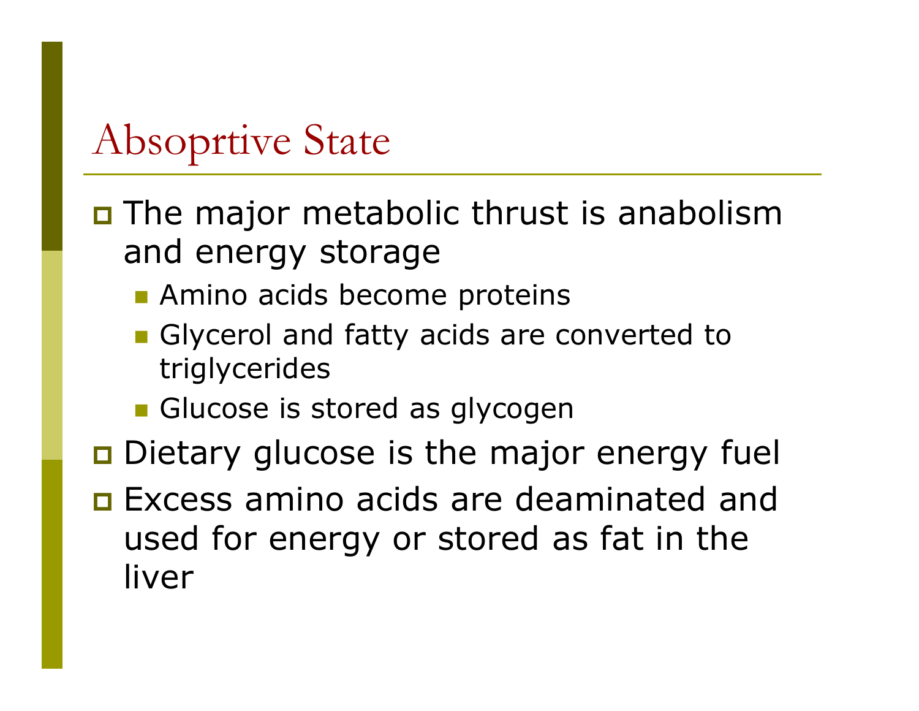# Absoprtive State

- The major metabolic thrust is anabolism and energy storage
  - Amino acids become proteins
  - Glycerol and fatty acids are converted to triglycerides
  - Glucose is stored as glycogen
- Dietary glucose is the major energy fuel
- Excess amino acids are deaminated and used for energy or stored as fat in the liver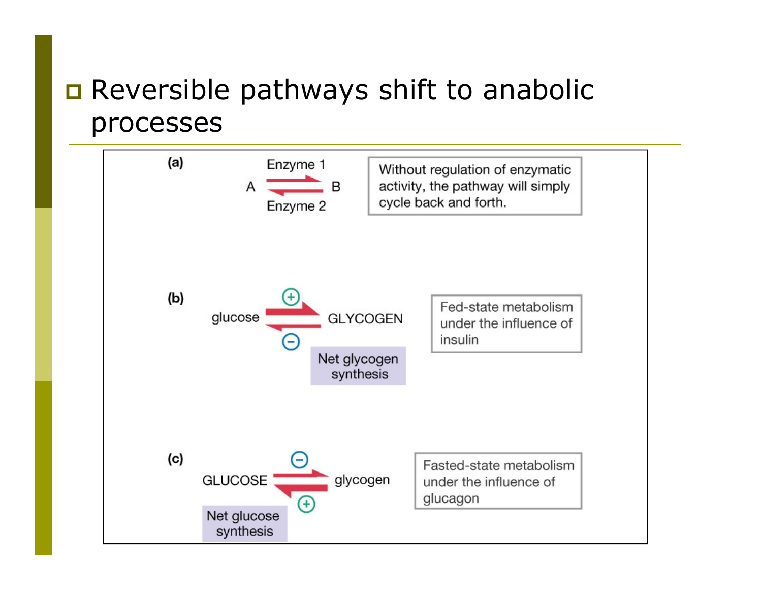- Reversible pathways shift to anabolic processes

(a)

A ⇌ B (Enzyme 1 forward, Enzyme 2 reverse)

Without regulation of enzymatic activity, the pathway will simply cycle back and forth.

(b)

glucose ⇌ GLYCOGEN (+ forward, − reverse)

Net glycogen synthesis

Fed-state metabolism under the influence of insulin

(c)

GLUCOSE ⇌ glycogen (− forward, + reverse)

Net glucose synthesis

Fasted-state metabolism under the influence of glucagon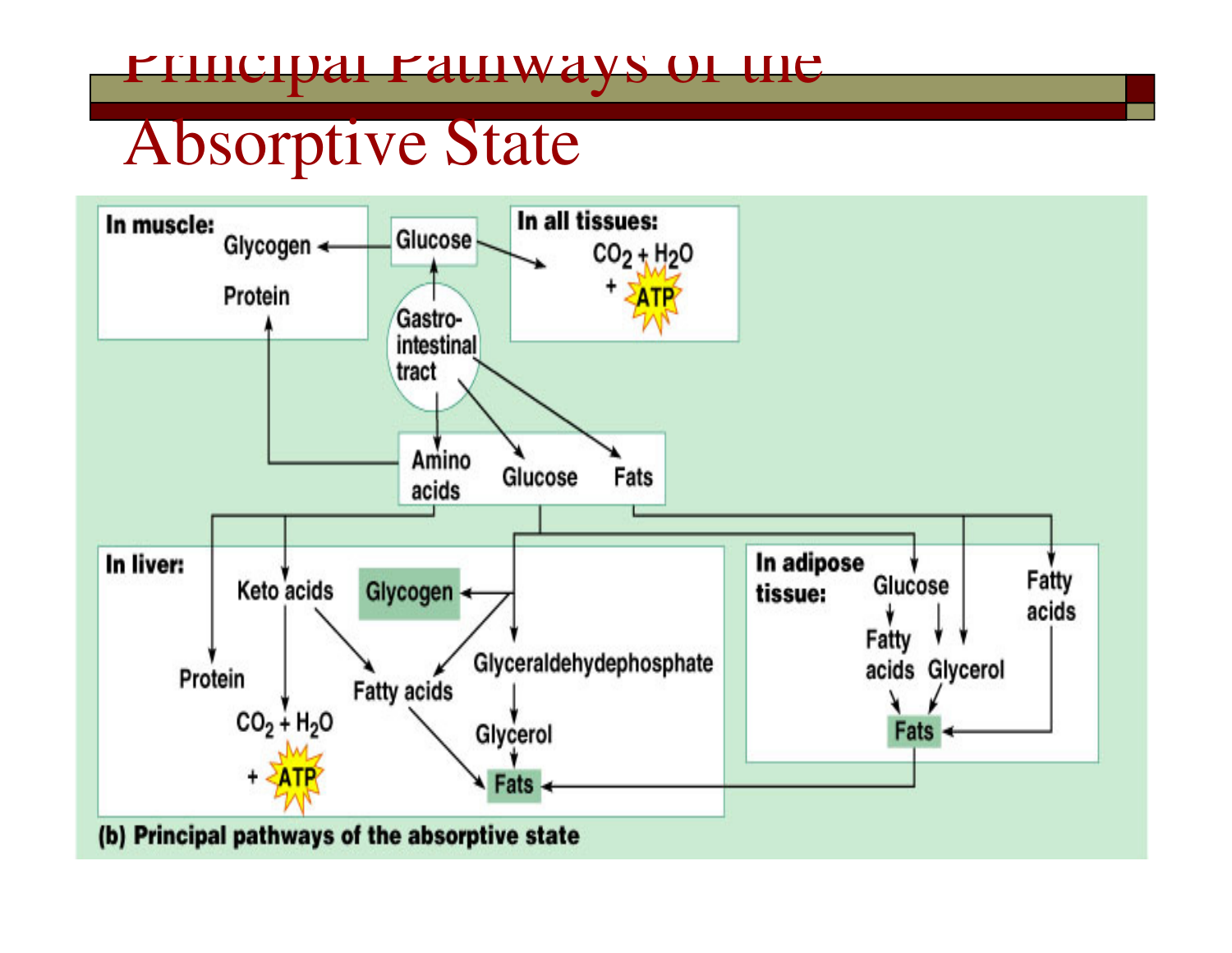# Principal Pathways of the Absorptive State

In muscle: Glycogen ← Glucose; Protein ← Amino acids

In all tissues: Glucose → $CO_2$ + $H_2O$ + ATP

Gastro-intestinal tract → Amino acids, Glucose, Fats

In liver: Amino acids → Protein; Amino acids → Keto acids → $CO_2$ + $H_2O$ + ATP; Keto acids → Fatty acids; Glucose → Glycogen; Glucose → Fatty acids; Glucose → Glyceraldehydephosphate → Glycerol → Fats; Fatty acids → Fats

In adipose tissue: Glucose → Fatty acids; Glucose → Glycerol; Fatty acids + Glycerol → Fats; Fats (from GI tract) → Fatty acids → Fats; Fats (adipose) → Fats (liver)

**(b) Principal pathways of the absorptive state**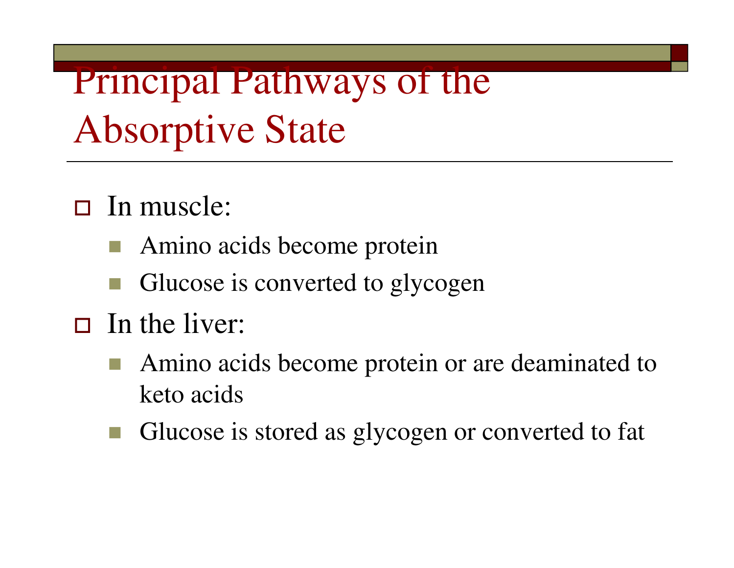# Principal Pathways of the Absorptive State

- In muscle:
  - Amino acids become protein
  - Glucose is converted to glycogen
- In the liver:
  - Amino acids become protein or are deaminated to keto acids
  - Glucose is stored as glycogen or converted to fat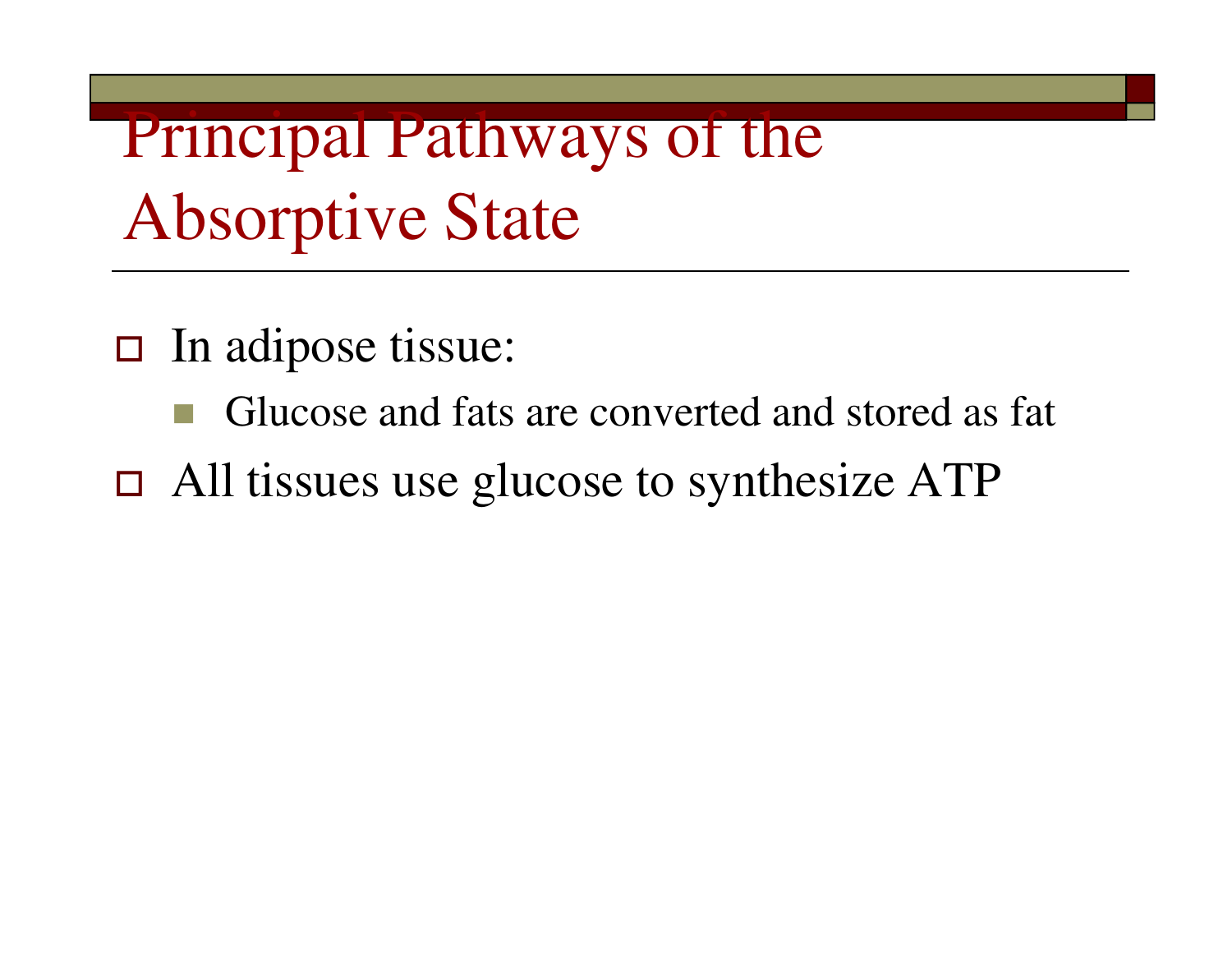# Principal Pathways of the Absorptive State

- In adipose tissue:
  - Glucose and fats are converted and stored as fat
- All tissues use glucose to synthesize ATP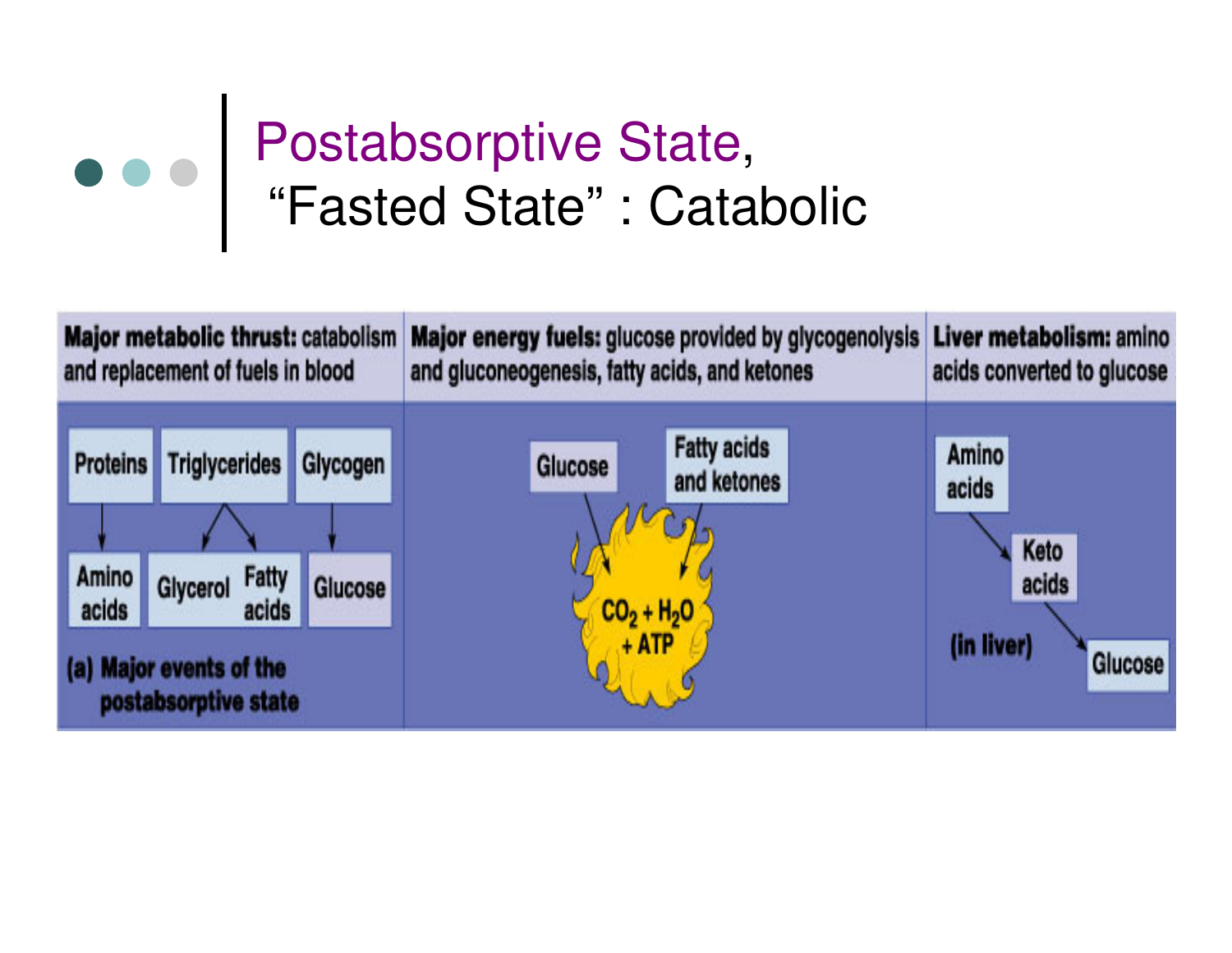# Postabsorptive State, "Fasted State" : Catabolic

| Major metabolic thrust: catabolism and replacement of fuels in blood | Major energy fuels: glucose provided by glycogenolysis and gluconeogenesis, fatty acids, and ketones | Liver metabolism: amino acids converted to glucose |
|---|---|---|
| Proteins → Amino acids; Triglycerides → Glycerol, Fatty acids; Glycogen → Glucose | Glucose; Fatty acids and ketones → $CO_2 + H_2O$ + ATP | Amino acids → Keto acids → Glucose (in liver) |

(a) Major events of the postabsorptive state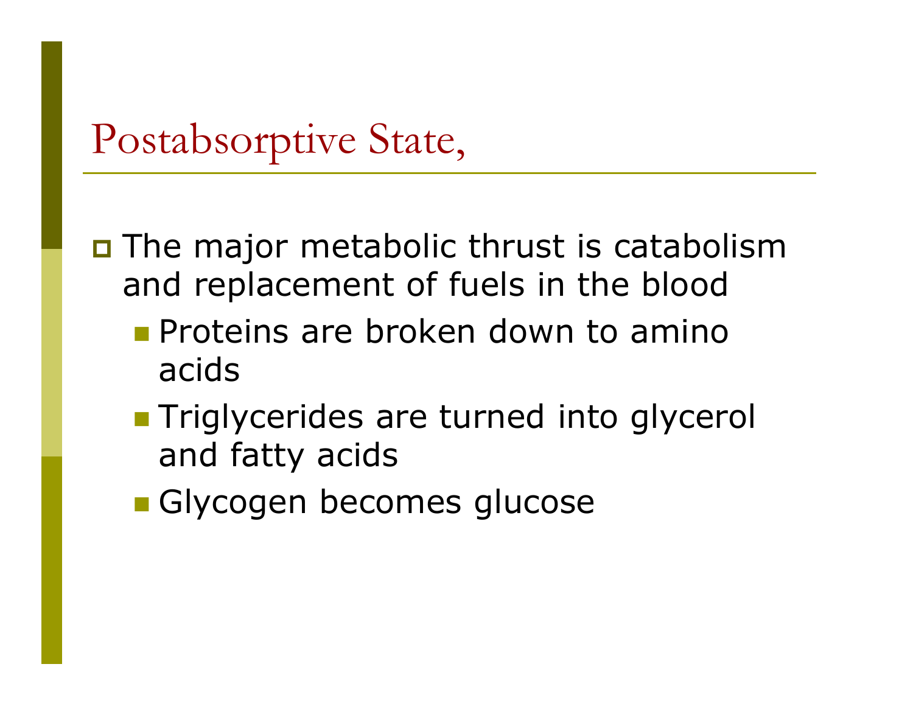# Postabsorptive State,

- The major metabolic thrust is catabolism and replacement of fuels in the blood
  - Proteins are broken down to amino acids
  - Triglycerides are turned into glycerol and fatty acids
  - Glycogen becomes glucose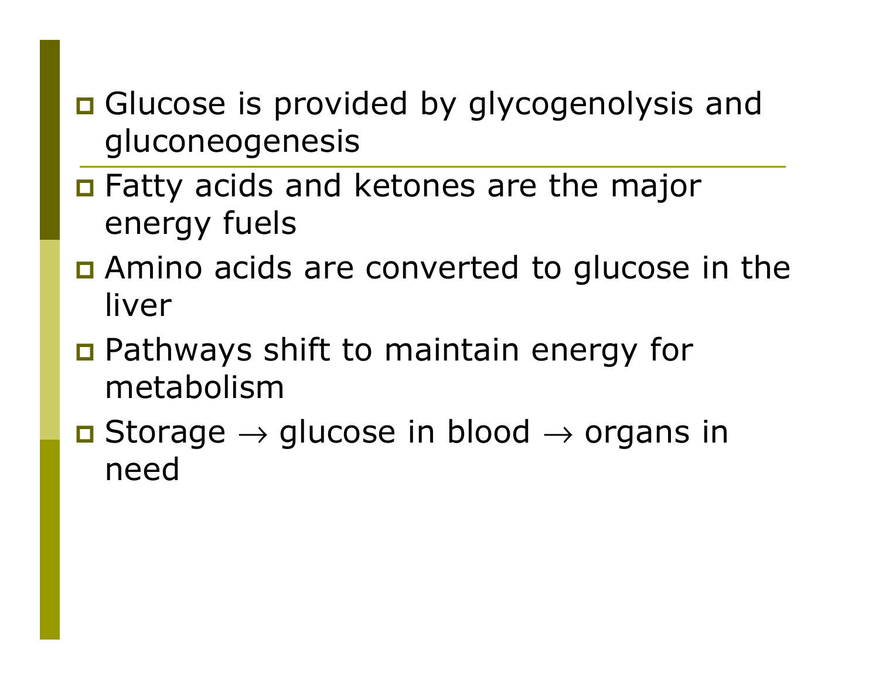- Glucose is provided by glycogenolysis and gluconeogenesis

---

- Fatty acids and ketones are the major energy fuels
- Amino acids are converted to glucose in the liver
- Pathways shift to maintain energy for metabolism
- Storage → glucose in blood → organs in need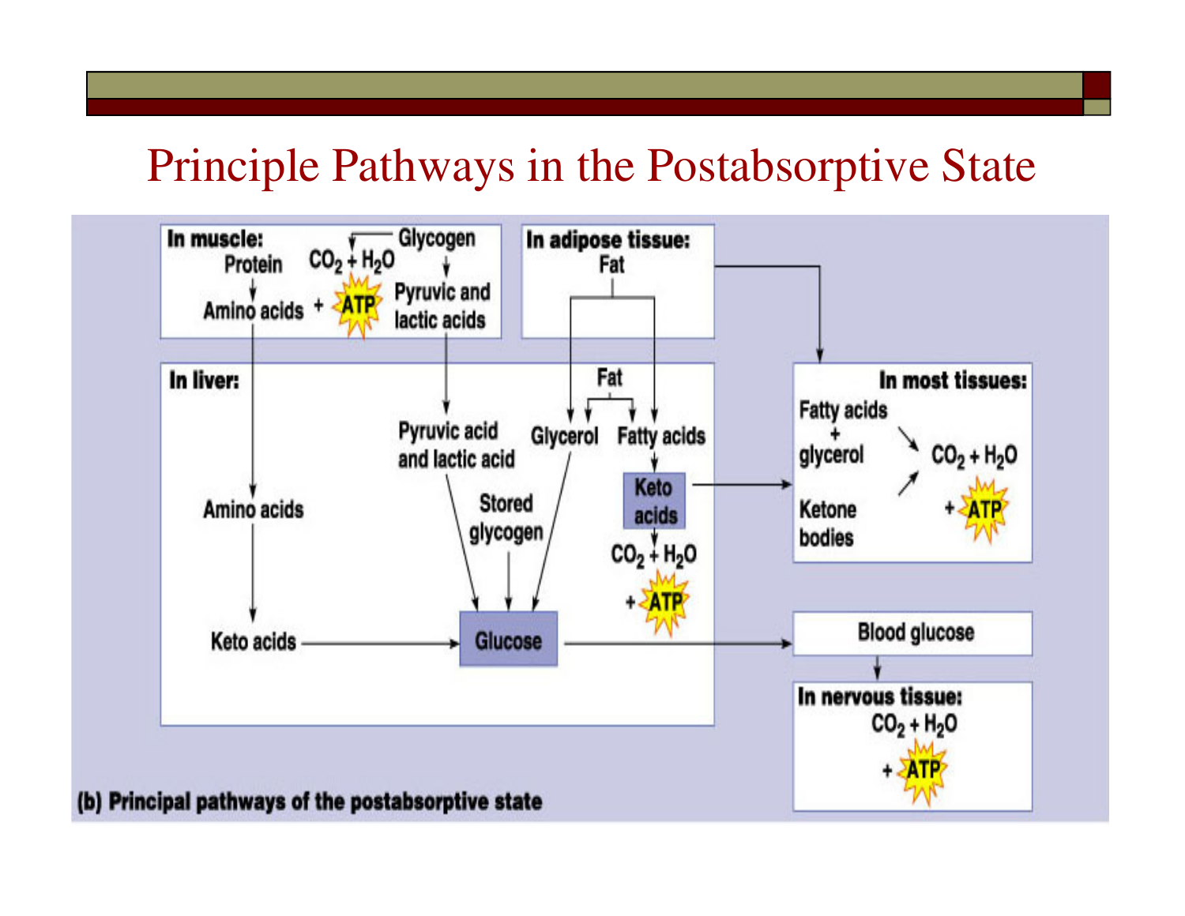# Principle Pathways in the Postabsorptive State

**In muscle:**

- Protein → Amino acids
- Glycogen → $CO_2 + H_2O$ + ATP
- Glycogen → Pyruvic and lactic acids

**In adipose tissue:**

- Fat → Glycerol, Fatty acids

**In liver:**

- Amino acids → Keto acids → Glucose
- Pyruvic acid and lactic acid → Glucose
- Stored glycogen → Glucose
- Fat → Glycerol → Glucose
- Fat → Fatty acids → Keto acids → $CO_2 + H_2O$ + ATP
- Glucose → Blood glucose

**In most tissues:**

- Fatty acids + glycerol → $CO_2 + H_2O$ + ATP
- Ketone bodies → $CO_2 + H_2O$ + ATP

**Blood glucose** → **In nervous tissue:** $CO_2 + H_2O$ + ATP

**(b) Principal pathways of the postabsorptive state**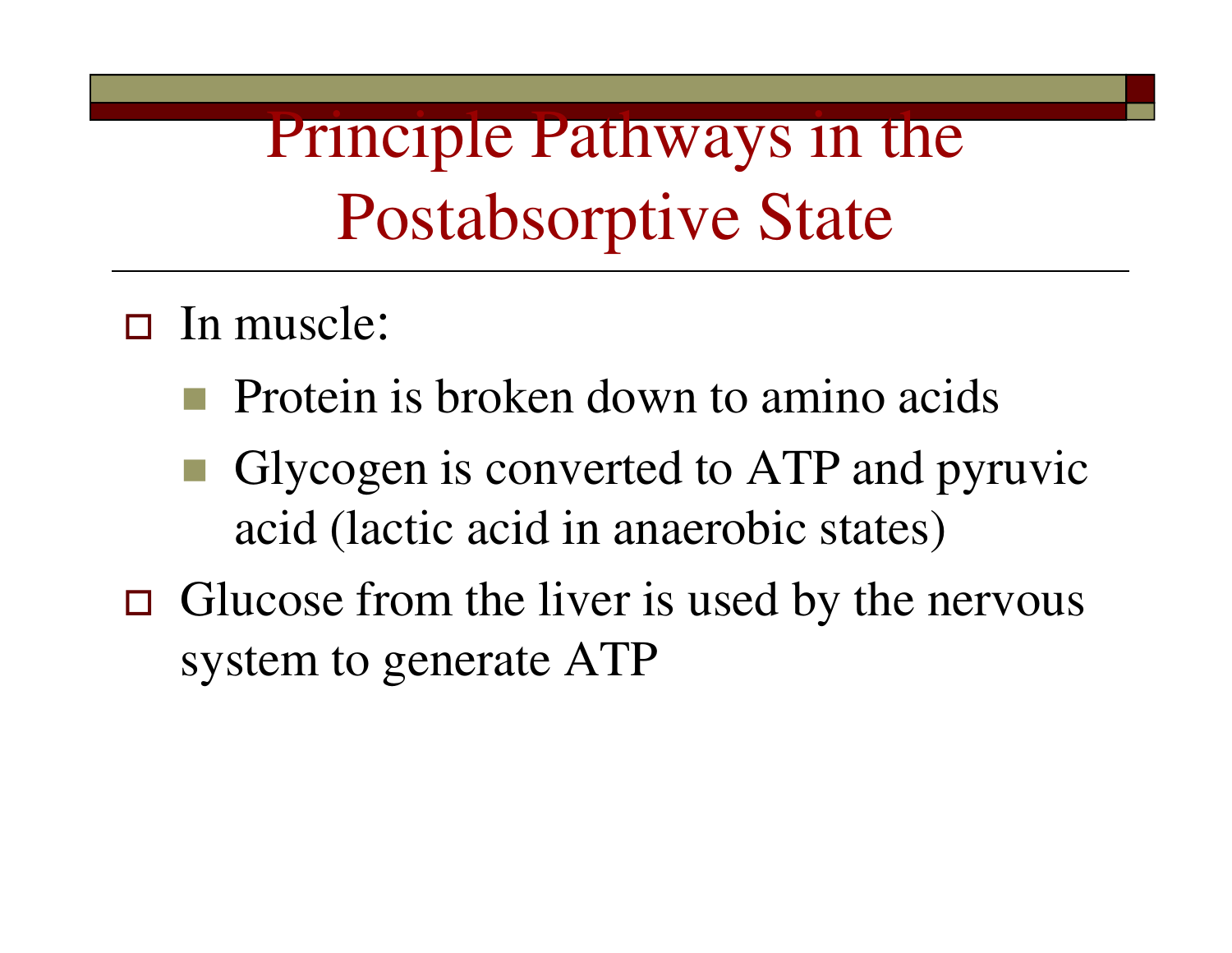# Principle Pathways in the Postabsorptive State

- In muscle:
  - Protein is broken down to amino acids
  - Glycogen is converted to ATP and pyruvic acid (lactic acid in anaerobic states)
- Glucose from the liver is used by the nervous system to generate ATP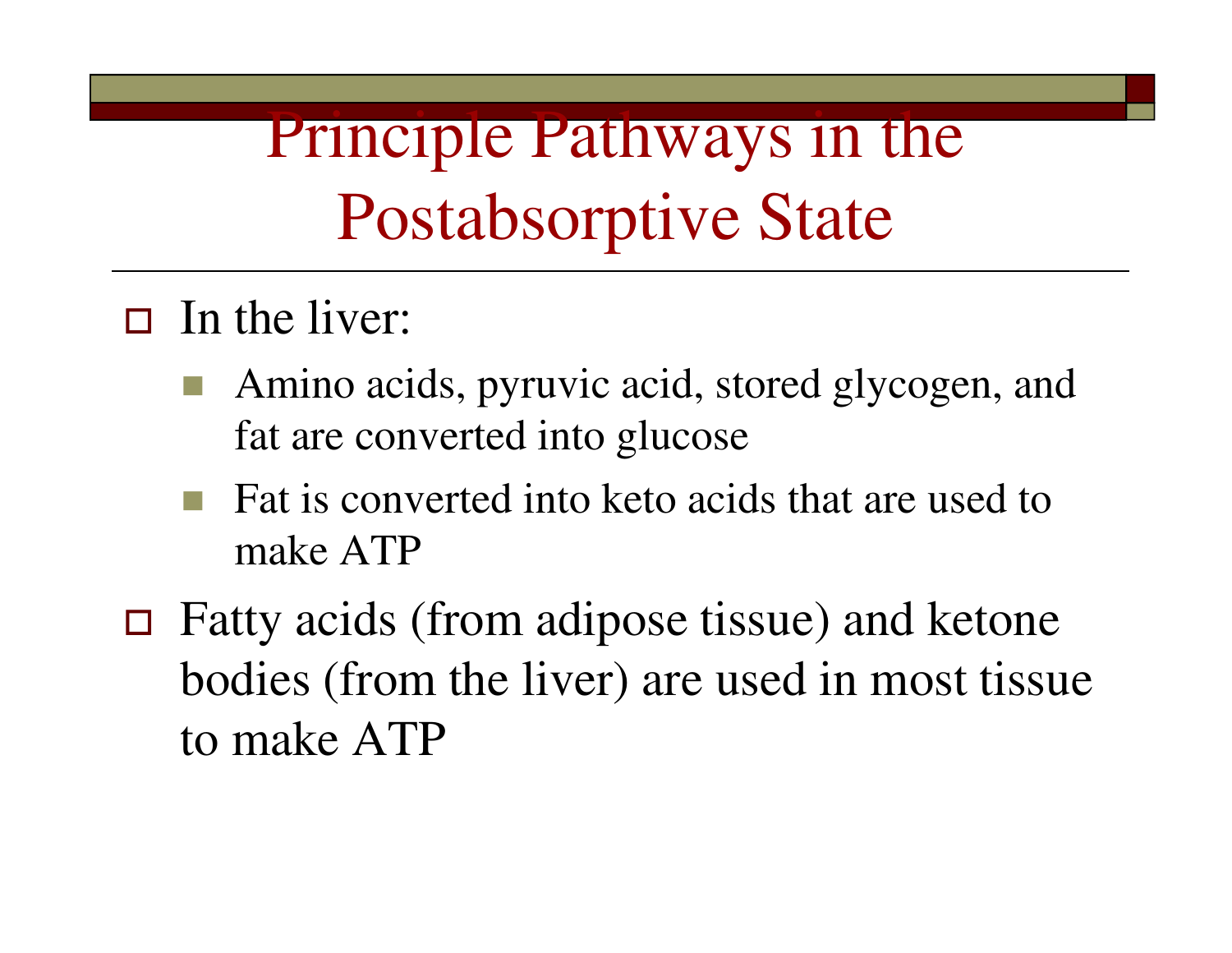# Principle Pathways in the Postabsorptive State

- In the liver:
  - Amino acids, pyruvic acid, stored glycogen, and fat are converted into glucose
  - Fat is converted into keto acids that are used to make ATP
- Fatty acids (from adipose tissue) and ketone bodies (from the liver) are used in most tissue to make ATP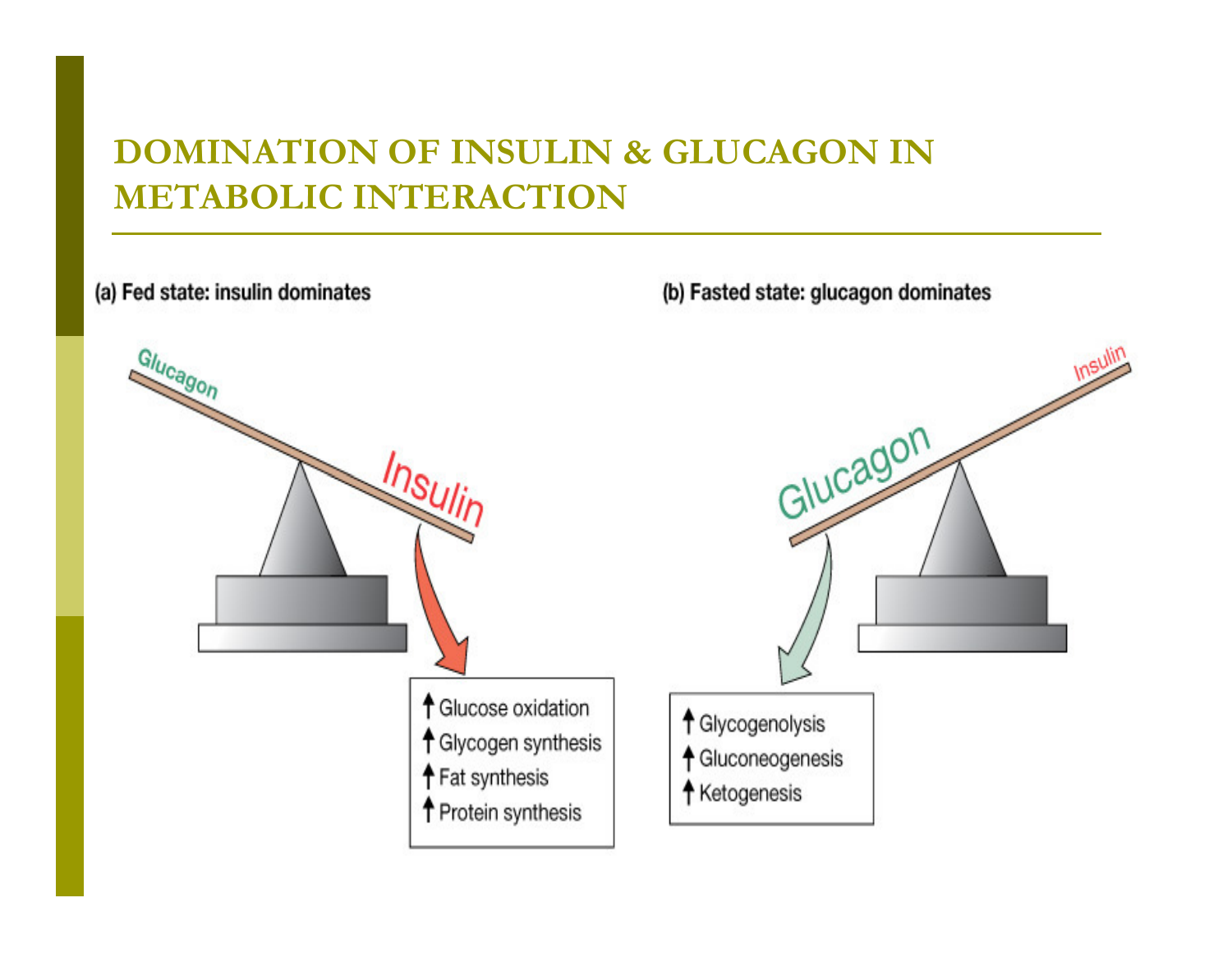# DOMINATION OF INSULIN & GLUCAGON IN METABOLIC INTERACTION

**(a) Fed state: insulin dominates**

Glucagon

Insulin

- ↑ Glucose oxidation
- ↑ Glycogen synthesis
- ↑ Fat synthesis
- ↑ Protein synthesis

**(b) Fasted state: glucagon dominates**

Insulin

Glucagon

- ↑ Glycogenolysis
- ↑ Gluconeogenesis
- ↑ Ketogenesis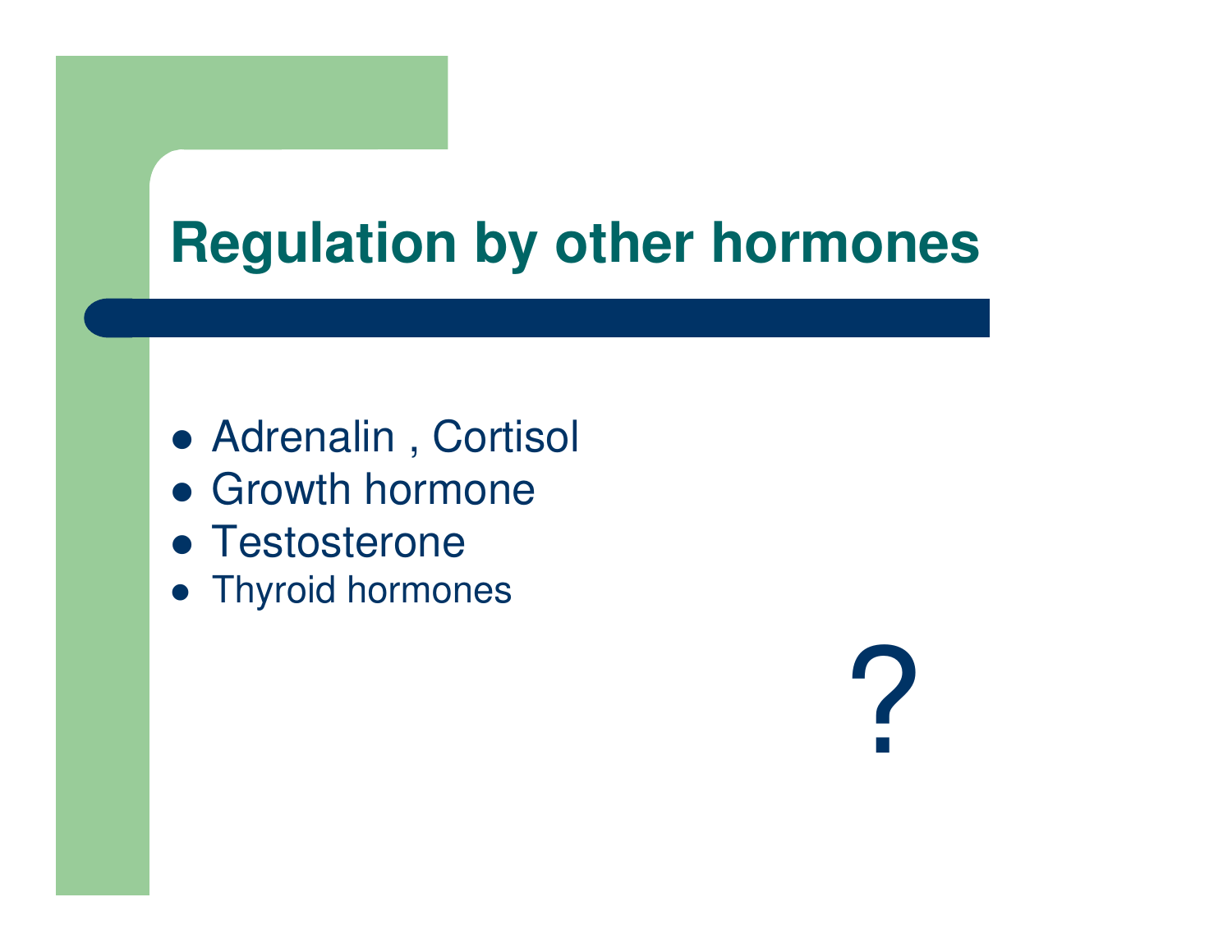# Regulation by other hormones

- Adrenalin , Cortisol
- Growth hormone
- Testosterone
- Thyroid hormones

?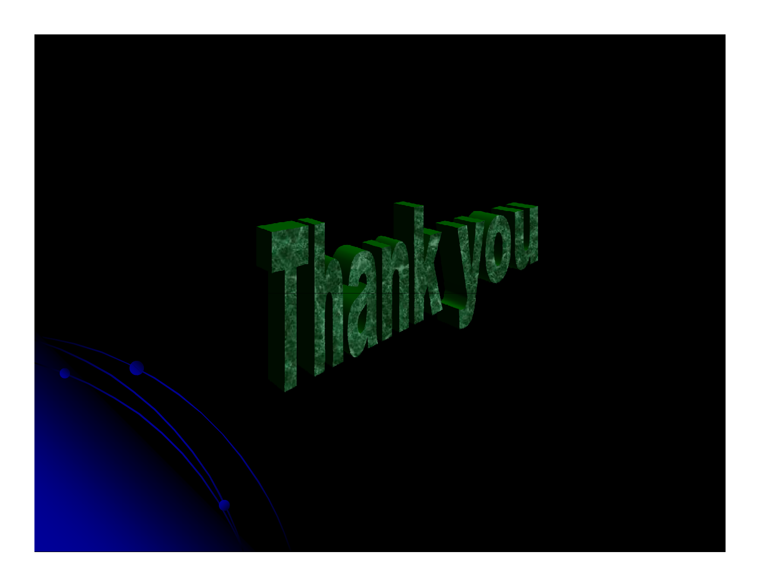Thank you